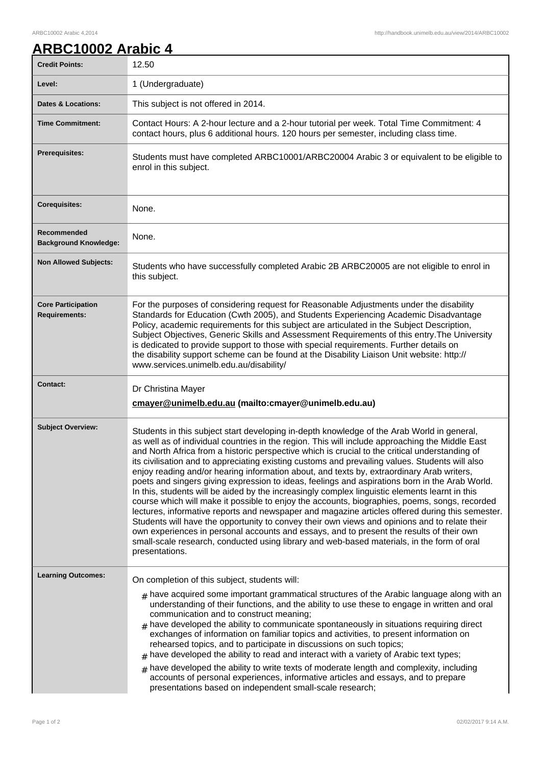# ARBC10002 Arabic 4

| | |
|---|---|
| **Credit Points:** | 12.50 |
| **Level:** | 1 (Undergraduate) |
| **Dates & Locations:** | This subject is not offered in 2014. |
| **Time Commitment:** | Contact Hours: A 2-hour lecture and a 2-hour tutorial per week. Total Time Commitment: 4 contact hours, plus 6 additional hours. 120 hours per semester, including class time. |
| **Prerequisites:** | Students must have completed ARBC10001/ARBC20004 Arabic 3 or equivalent to be eligible to enrol in this subject. |
| **Corequisites:** | None. |
| **Recommended Background Knowledge:** | None. |
| **Non Allowed Subjects:** | Students who have successfully completed Arabic 2B ARBC20005 are not eligible to enrol in this subject. |
| **Core Participation Requirements:** | For the purposes of considering request for Reasonable Adjustments under the disability Standards for Education (Cwth 2005), and Students Experiencing Academic Disadvantage Policy, academic requirements for this subject are articulated in the Subject Description, Subject Objectives, Generic Skills and Assessment Requirements of this entry.The University is dedicated to provide support to those with special requirements. Further details on the disability support scheme can be found at the Disability Liaison Unit website: http://www.services.unimelb.edu.au/disability/ |
| **Contact:** | Dr Christina Mayer<br>**cmayer@unimelb.edu.au (mailto:cmayer@unimelb.edu.au)** |
| **Subject Overview:** | Students in this subject start developing in-depth knowledge of the Arab World in general, as well as of individual countries in the region. This will include approaching the Middle East and North Africa from a historic perspective which is crucial to the critical understanding of its civilisation and to appreciating existing customs and prevailing values. Students will also enjoy reading and/or hearing information about, and texts by, extraordinary Arab writers, poets and singers giving expression to ideas, feelings and aspirations born in the Arab World. In this, students will be aided by the increasingly complex linguistic elements learnt in this course which will make it possible to enjoy the accounts, biographies, poems, songs, recorded lectures, informative reports and newspaper and magazine articles offered during this semester. Students will have the opportunity to convey their own views and opinions and to relate their own experiences in personal accounts and essays, and to present the results of their own small-scale research, conducted using library and web-based materials, in the form of oral presentations. |
| **Learning Outcomes:** | On completion of this subject, students will:<br># have acquired some important grammatical structures of the Arabic language along with an understanding of their functions, and the ability to use these to engage in written and oral communication and to construct meaning;<br># have developed the ability to communicate spontaneously in situations requiring direct exchanges of information on familiar topics and activities, to present information on rehearsed topics, and to participate in discussions on such topics;<br># have developed the ability to read and interact with a variety of Arabic text types;<br># have developed the ability to write texts of moderate length and complexity, including accounts of personal experiences, informative articles and essays, and to prepare presentations based on independent small-scale research; |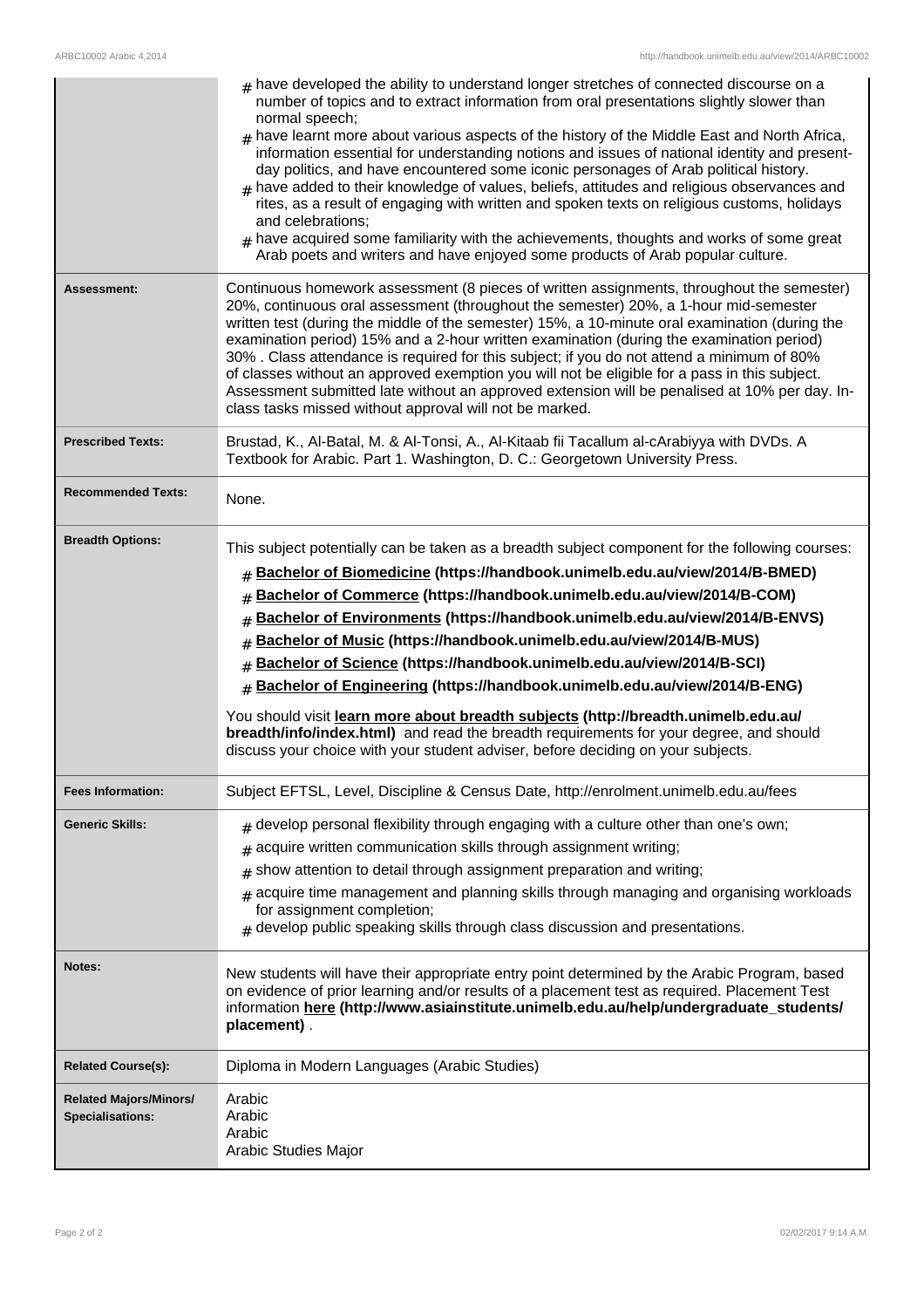| | |
|---|---|
| | # have developed the ability to understand longer stretches of connected discourse on a number of topics and to extract information from oral presentations slightly slower than normal speech;<br># have learnt more about various aspects of the history of the Middle East and North Africa, information essential for understanding notions and issues of national identity and present-day politics, and have encountered some iconic personages of Arab political history.<br># have added to their knowledge of values, beliefs, attitudes and religious observances and rites, as a result of engaging with written and spoken texts on religious customs, holidays and celebrations;<br># have acquired some familiarity with the achievements, thoughts and works of some great Arab poets and writers and have enjoyed some products of Arab popular culture. |
| **Assessment:** | Continuous homework assessment (8 pieces of written assignments, throughout the semester) 20%, continuous oral assessment (throughout the semester) 20%, a 1-hour mid-semester written test (during the middle of the semester) 15%, a 10-minute oral examination (during the examination period) 15% and a 2-hour written examination (during the examination period) 30% . Class attendance is required for this subject; if you do not attend a minimum of 80% of classes without an approved exemption you will not be eligible for a pass in this subject. Assessment submitted late without an approved extension will be penalised at 10% per day. In-class tasks missed without approval will not be marked. |
| **Prescribed Texts:** | Brustad, K., Al-Batal, M. & Al-Tonsi, A., Al-Kitaab fii Tacallum al-cArabiyya with DVDs. A Textbook for Arabic. Part 1. Washington, D. C.: Georgetown University Press. |
| **Recommended Texts:** | None. |
| **Breadth Options:** | This subject potentially can be taken as a breadth subject component for the following courses:<br># **Bachelor of Biomedicine (https://handbook.unimelb.edu.au/view/2014/B-BMED)**<br># **Bachelor of Commerce (https://handbook.unimelb.edu.au/view/2014/B-COM)**<br># **Bachelor of Environments (https://handbook.unimelb.edu.au/view/2014/B-ENVS)**<br># **Bachelor of Music (https://handbook.unimelb.edu.au/view/2014/B-MUS)**<br># **Bachelor of Science (https://handbook.unimelb.edu.au/view/2014/B-SCI)**<br># **Bachelor of Engineering (https://handbook.unimelb.edu.au/view/2014/B-ENG)**<br>You should visit **learn more about breadth subjects (http://breadth.unimelb.edu.au/breadth/info/index.html)** and read the breadth requirements for your degree, and should discuss your choice with your student adviser, before deciding on your subjects. |
| **Fees Information:** | Subject EFTSL, Level, Discipline & Census Date, http://enrolment.unimelb.edu.au/fees |
| **Generic Skills:** | # develop personal flexibility through engaging with a culture other than one's own;<br># acquire written communication skills through assignment writing;<br># show attention to detail through assignment preparation and writing;<br># acquire time management and planning skills through managing and organising workloads for assignment completion;<br># develop public speaking skills through class discussion and presentations. |
| **Notes:** | New students will have their appropriate entry point determined by the Arabic Program, based on evidence of prior learning and/or results of a placement test as required. Placement Test information **here (http://www.asiainstitute.unimelb.edu.au/help/undergraduate_students/placement)** . |
| **Related Course(s):** | Diploma in Modern Languages (Arabic Studies) |
| **Related Majors/Minors/ Specialisations:** | Arabic<br>Arabic<br>Arabic<br>Arabic Studies Major |